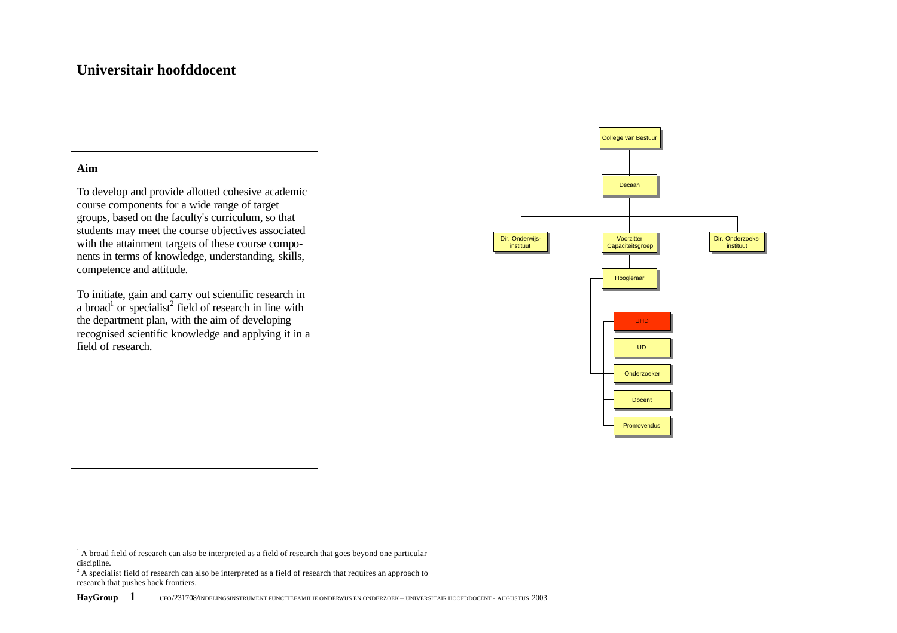# Universitair hoofddocent

## Aim

To develop and provide allotted cohesive academic course components for a wide range of target groups, based on the faculty's curriculum, so that students may meet the course objectives associated with the attainment targets of these course components in terms of knowledge, understanding, skills, competence and attitude.

To initiate, gain and carry out scientific research in a broad[1] or specialist[2] field of research in line with the department plan, with the aim of developing recognised scientific knowledge and applying it in a field of research.

College van Bestuur

Decaan

Dir. Onderwijs-instituut

Voorzitter Capaciteitsgroep

Dir. Onderzoeks-instituut

Hoogleraar

UHD

UD

Onderzoeker

Docent

Promovendus

---

[1] A broad field of research can also be interpreted as a field of research that goes beyond one particular discipline.

[2] A specialist field of research can also be interpreted as a field of research that requires an approach to research that pushes back frontiers.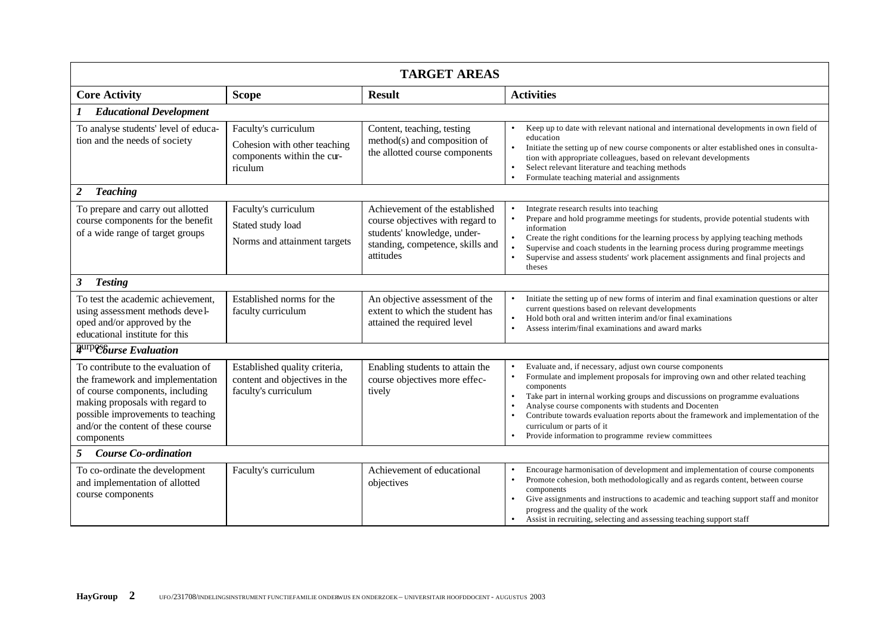| TARGET AREAS | | | |
|---|---|---|---|
| **Core Activity** | **Scope** | **Result** | **Activities** |
| ***1 Educational Development*** | | | |
| To analyse students' level of education and the needs of society | Faculty's curriculum<br>Cohesion with other teaching components within the curriculum | Content, teaching, testing method(s) and composition of the allotted course components | • Keep up to date with relevant national and international developments in own field of education<br>• Initiate the setting up of new course components or alter established ones in consultation with appropriate colleagues, based on relevant developments<br>• Select relevant literature and teaching methods<br>• Formulate teaching material and assignments |
| ***2 Teaching*** | | | |
| To prepare and carry out allotted course components for the benefit of a wide range of target groups | Faculty's curriculum<br>Stated study load<br>Norms and attainment targets | Achievement of the established course objectives with regard to students' knowledge, understanding, competence, skills and attitudes | • Integrate research results into teaching<br>• Prepare and hold programme meetings for students, provide potential students with information<br>• Create the right conditions for the learning process by applying teaching methods<br>• Supervise and coach students in the learning process during programme meetings<br>• Supervise and assess students' work placement assignments and final projects and theses |
| ***3 Testing*** | | | |
| To test the academic achievement, using assessment methods developed and/or approved by the educational institute for this purpose | Established norms for the faculty curriculum | An objective assessment of the extent to which the student has attained the required level | • Initiate the setting up of new forms of interim and final examination questions or alter current questions based on relevant developments<br>• Hold both oral and written interim and/or final examinations<br>• Assess interim/final examinations and award marks |
| ***4 Course Evaluation*** | | | |
| To contribute to the evaluation of the framework and implementation of course components, including making proposals with regard to possible improvements to teaching and/or the content of these course components | Established quality criteria, content and objectives in the faculty's curriculum | Enabling students to attain the course objectives more effectively | • Evaluate and, if necessary, adjust own course components<br>• Formulate and implement proposals for improving own and other related teaching components<br>• Take part in internal working groups and discussions on programme evaluations<br>• Analyse course components with students and Docenten<br>• Contribute towards evaluation reports about the framework and implementation of the curriculum or parts of it<br>• Provide information to programme review committees |
| ***5 Course Co-ordination*** | | | |
| To co-ordinate the development and implementation of allotted course components | Faculty's curriculum | Achievement of educational objectives | • Encourage harmonisation of development and implementation of course components<br>• Promote cohesion, both methodologically and as regards content, between course components<br>• Give assignments and instructions to academic and teaching support staff and monitor progress and the quality of the work<br>• Assist in recruiting, selecting and assessing teaching support staff |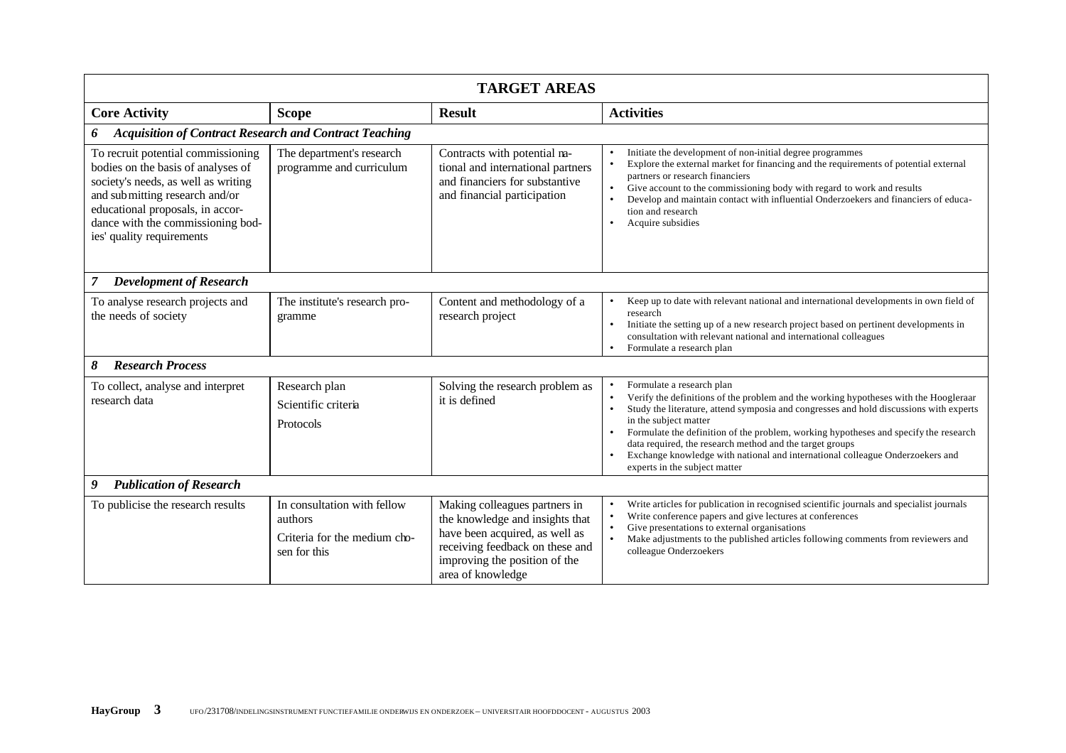| TARGET AREAS | | | |
|---|---|---|---|
| **Core Activity** | **Scope** | **Result** | **Activities** |
| ***6 Acquisition of Contract Research and Contract Teaching*** | | | |
| To recruit potential commissioning bodies on the basis of analyses of society's needs, as well as writing and submitting research and/or educational proposals, in accordance with the commissioning bodies' quality requirements | The department's research programme and curriculum | Contracts with potential national and international partners and financiers for substantive and financial participation | • Initiate the development of non-initial degree programmes<br>• Explore the external market for financing and the requirements of potential external partners or research financiers<br>• Give account to the commissioning body with regard to work and results<br>• Develop and maintain contact with influential Onderzoekers and financiers of education and research<br>• Acquire subsidies |
| ***7 Development of Research*** | | | |
| To analyse research projects and the needs of society | The institute's research programme | Content and methodology of a research project | • Keep up to date with relevant national and international developments in own field of research<br>• Initiate the setting up of a new research project based on pertinent developments in consultation with relevant national and international colleagues<br>• Formulate a research plan |
| ***8 Research Process*** | | | |
| To collect, analyse and interpret research data | Research plan<br>Scientific criteria<br>Protocols | Solving the research problem as it is defined | • Formulate a research plan<br>• Verify the definitions of the problem and the working hypotheses with the Hoogleraar<br>• Study the literature, attend symposia and congresses and hold discussions with experts in the subject matter<br>• Formulate the definition of the problem, working hypotheses and specify the research data required, the research method and the target groups<br>• Exchange knowledge with national and international colleague Onderzoekers and experts in the subject matter |
| ***9 Publication of Research*** | | | |
| To publicise the research results | In consultation with fellow authors<br>Criteria for the medium chosen for this | Making colleagues partners in the knowledge and insights that have been acquired, as well as receiving feedback on these and improving the position of the area of knowledge | • Write articles for publication in recognised scientific journals and specialist journals<br>• Write conference papers and give lectures at conferences<br>• Give presentations to external organisations<br>• Make adjustments to the published articles following comments from reviewers and colleague Onderzoekers |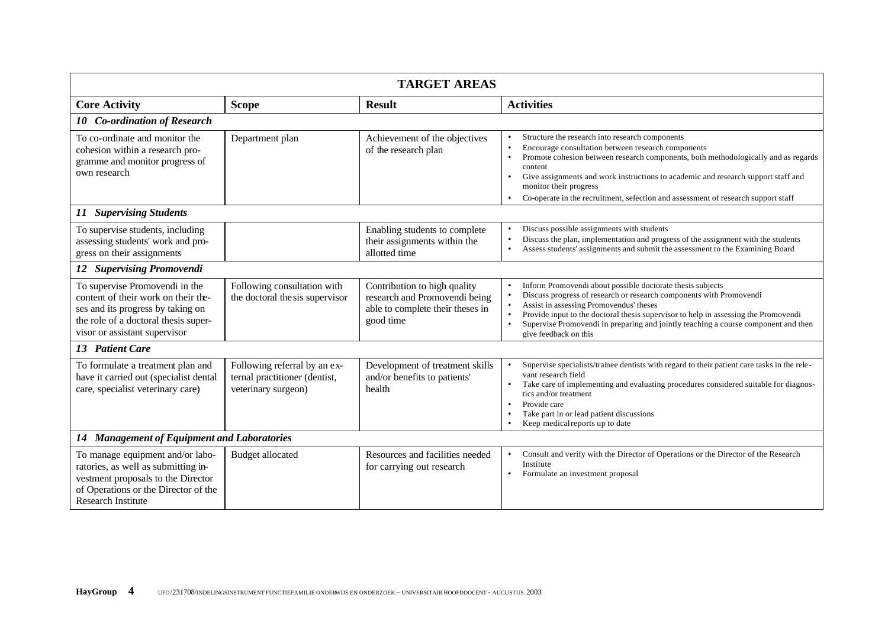| TARGET AREAS | | | |
|---|---|---|---|
| **Core Activity** | **Scope** | **Result** | **Activities** |
| ***10 Co-ordination of Research*** | | | |
| To co-ordinate and monitor the cohesion within a research programme and monitor progress of own research | Department plan | Achievement of the objectives of the research plan | • Structure the research into research components<br>• Encourage consultation between research components<br>• Promote cohesion between research components, both methodologically and as regards content<br>• Give assignments and work instructions to academic and research support staff and monitor their progress<br>• Co-operate in the recruitment, selection and assessment of research support staff |
| ***11 Supervising Students*** | | | |
| To supervise students, including assessing students' work and progress on their assignments | | Enabling students to complete their assignments within the allotted time | • Discuss possible assignments with students<br>• Discuss the plan, implementation and progress of the assignment with the students<br>• Assess students' assignments and submit the assessment to the Examining Board |
| ***12 Supervising Promovendi*** | | | |
| To supervise Promovendi in the content of their work on their theses and its progress by taking on the role of a doctoral thesis supervisor or assistant supervisor | Following consultation with the doctoral thesis supervisor | Contribution to high quality research and Promovendi being able to complete their theses in good time | • Inform Promovendi about possible doctorate thesis subjects<br>• Discuss progress of research or research components with Promovendi<br>• Assist in assessing Promovendus' theses<br>• Provide input to the doctoral thesis supervisor to help in assessing the Promovendi<br>• Supervise Promovendi in preparing and jointly teaching a course component and then give feedback on this |
| ***13 Patient Care*** | | | |
| To formulate a treatment plan and have it carried out (specialist dental care, specialist veterinary care) | Following referral by an external practitioner (dentist, veterinary surgeon) | Development of treatment skills and/or benefits to patients' health | • Supervise specialists/trainee dentists with regard to their patient care tasks in the relevant research field<br>• Take care of implementing and evaluating procedures considered suitable for diagnostics and/or treatment<br>• Provide care<br>• Take part in or lead patient discussions<br>• Keep medical reports up to date |
| ***14 Management of Equipment and Laboratories*** | | | |
| To manage equipment and/or laboratories, as well as submitting investment proposals to the Director of Operations or the Director of the Research Institute | Budget allocated | Resources and facilities needed for carrying out research | • Consult and verify with the Director of Operations or the Director of the Research Institute<br>• Formulate an investment proposal |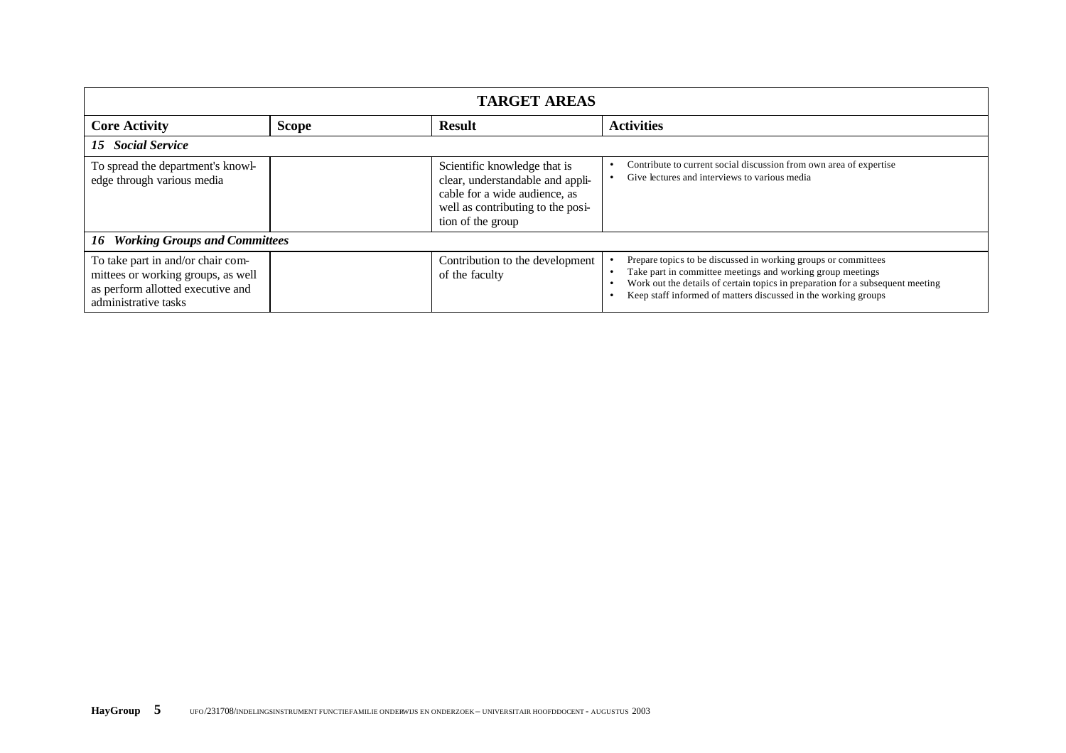| TARGET AREAS | | | |
|---|---|---|---|
| **Core Activity** | **Scope** | **Result** | **Activities** |
| ***15 Social Service*** | | | |
| To spread the department's knowledge through various media | | Scientific knowledge that is clear, understandable and applicable for a wide audience, as well as contributing to the position of the group | • Contribute to current social discussion from own area of expertise<br>• Give lectures and interviews to various media |
| ***16 Working Groups and Committees*** | | | |
| To take part in and/or chair committees or working groups, as well as perform allotted executive and administrative tasks | | Contribution to the development of the faculty | • Prepare topics to be discussed in working groups or committees<br>• Take part in committee meetings and working group meetings<br>• Work out the details of certain topics in preparation for a subsequent meeting<br>• Keep staff informed of matters discussed in the working groups |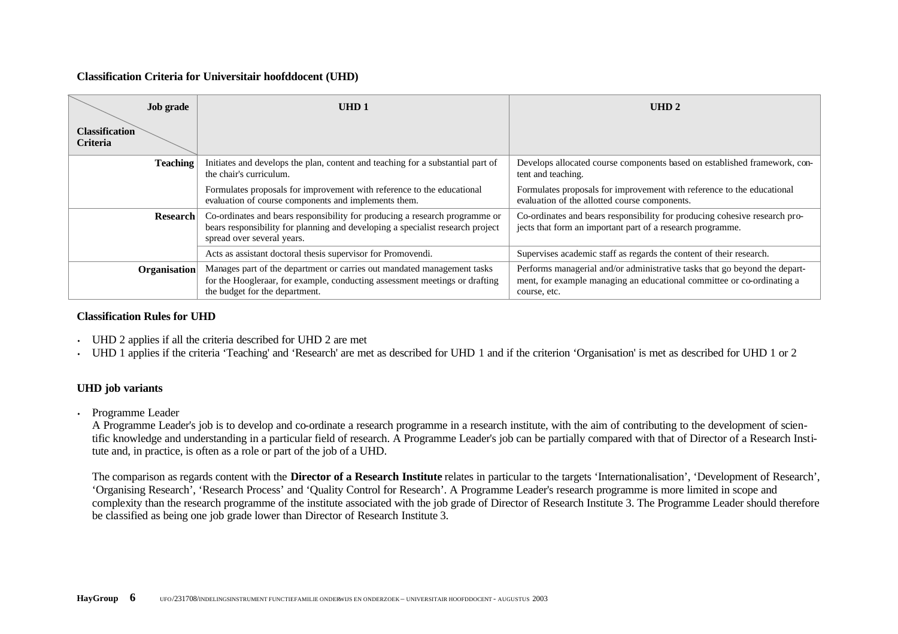**Classification Criteria for Universitair hoofddocent (UHD)**

| Job grade / Classification Criteria | UHD 1 | UHD 2 |
|---|---|---|
| **Teaching** | Initiates and develops the plan, content and teaching for a substantial part of the chair's curriculum. | Develops allocated course components based on established framework, content and teaching. |
| | Formulates proposals for improvement with reference to the educational evaluation of course components and implements them. | Formulates proposals for improvement with reference to the educational evaluation of the allotted course components. |
| **Research** | Co-ordinates and bears responsibility for producing a research programme or bears responsibility for planning and developing a specialist research project spread over several years. | Co-ordinates and bears responsibility for producing cohesive research projects that form an important part of a research programme. |
| | Acts as assistant doctoral thesis supervisor for Promovendi. | Supervises academic staff as regards the content of their research. |
| **Organisation** | Manages part of the department or carries out mandated management tasks for the Hoogleraar, for example, conducting assessment meetings or drafting the budget for the department. | Performs managerial and/or administrative tasks that go beyond the department, for example managing an educational committee or co-ordinating a course, etc. |

**Classification Rules for UHD**

- UHD 2 applies if all the criteria described for UHD 2 are met
- UHD 1 applies if the criteria 'Teaching' and 'Research' are met as described for UHD 1 and if the criterion 'Organisation' is met as described for UHD 1 or 2

**UHD job variants**

- Programme Leader

  A Programme Leader's job is to develop and co-ordinate a research programme in a research institute, with the aim of contributing to the development of scientific knowledge and understanding in a particular field of research. A Programme Leader's job can be partially compared with that of Director of a Research Institute and, in practice, is often as a role or part of the job of a UHD.

  The comparison as regards content with the **Director of a Research Institute** relates in particular to the targets 'Internationalisation', 'Development of Research', 'Organising Research', 'Research Process' and 'Quality Control for Research'. A Programme Leader's research programme is more limited in scope and complexity than the research programme of the institute associated with the job grade of Director of Research Institute 3. The Programme Leader should therefore be classified as being one job grade lower than Director of Research Institute 3.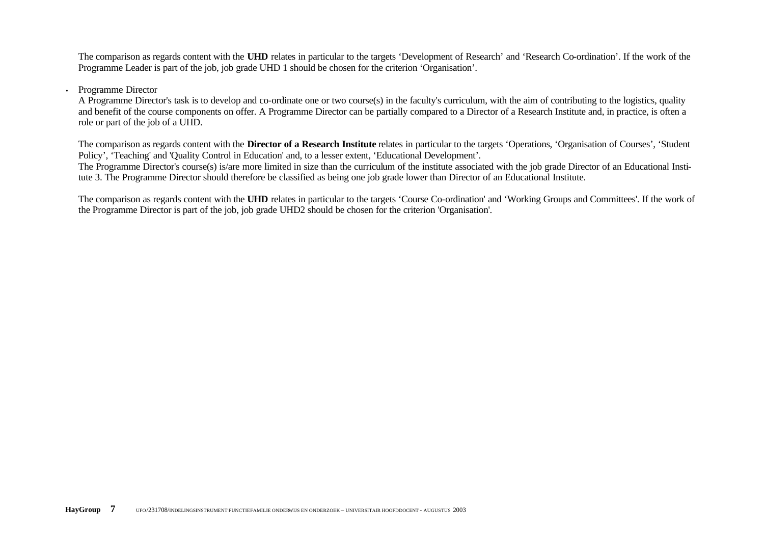The comparison as regards content with the **UHD** relates in particular to the targets ‘Development of Research’ and ‘Research Co-ordination’. If the work of the Programme Leader is part of the job, job grade UHD 1 should be chosen for the criterion ‘Organisation’.

- Programme Director

  A Programme Director's task is to develop and co-ordinate one or two course(s) in the faculty's curriculum, with the aim of contributing to the logistics, quality and benefit of the course components on offer. A Programme Director can be partially compared to a Director of a Research Institute and, in practice, is often a role or part of the job of a UHD.

  The comparison as regards content with the **Director of a Research Institute** relates in particular to the targets ‘Operations, ‘Organisation of Courses’, ‘Student Policy’, ‘Teaching' and 'Quality Control in Education' and, to a lesser extent, ‘Educational Development’.
  The Programme Director's course(s) is/are more limited in size than the curriculum of the institute associated with the job grade Director of an Educational Institute 3. The Programme Director should therefore be classified as being one job grade lower than Director of an Educational Institute.

  The comparison as regards content with the **UHD** relates in particular to the targets ‘Course Co-ordination' and ‘Working Groups and Committees'. If the work of the Programme Director is part of the job, job grade UHD2 should be chosen for the criterion 'Organisation'.